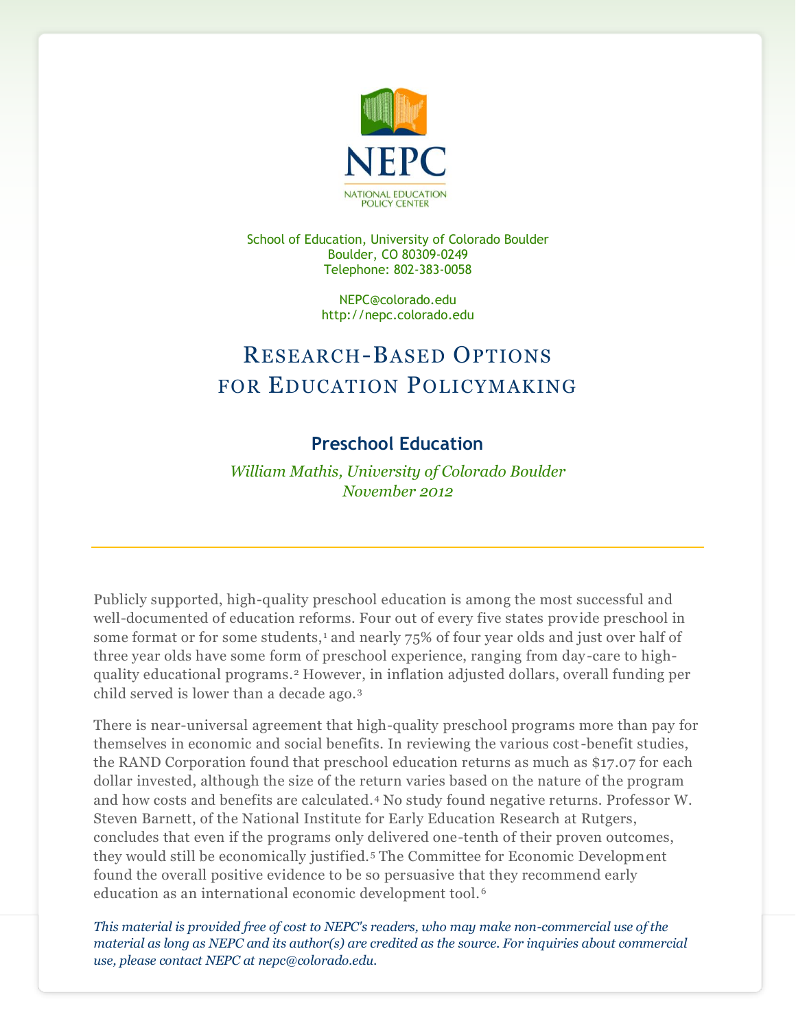NEPC

NATIONAL EDUCATION POLICY CENTER

School of Education, University of Colorado Boulder
Boulder, CO 80309-0249
Telephone: 802-383-0058

NEPC@colorado.edu
http://nepc.colorado.edu

# Research-Based Options for Education Policymaking

## Preschool Education

*William Mathis, University of Colorado Boulder*
*November 2012*

---

Publicly supported, high-quality preschool education is among the most successful and well-documented of education reforms. Four out of every five states provide preschool in some format or for some students,[1] and nearly 75% of four year olds and just over half of three year olds have some form of preschool experience, ranging from day-care to high-quality educational programs.[2] However, in inflation adjusted dollars, overall funding per child served is lower than a decade ago.[3]

There is near-universal agreement that high-quality preschool programs more than pay for themselves in economic and social benefits. In reviewing the various cost-benefit studies, the RAND Corporation found that preschool education returns as much as $17.07 for each dollar invested, although the size of the return varies based on the nature of the program and how costs and benefits are calculated.[4] No study found negative returns. Professor W. Steven Barnett, of the National Institute for Early Education Research at Rutgers, concludes that even if the programs only delivered one-tenth of their proven outcomes, they would still be economically justified.[5] The Committee for Economic Development found the overall positive evidence to be so persuasive that they recommend early education as an international economic development tool.[6]

*This material is provided free of cost to NEPC's readers, who may make non-commercial use of the material as long as NEPC and its author(s) are credited as the source. For inquiries about commercial use, please contact NEPC at nepc@colorado.edu.*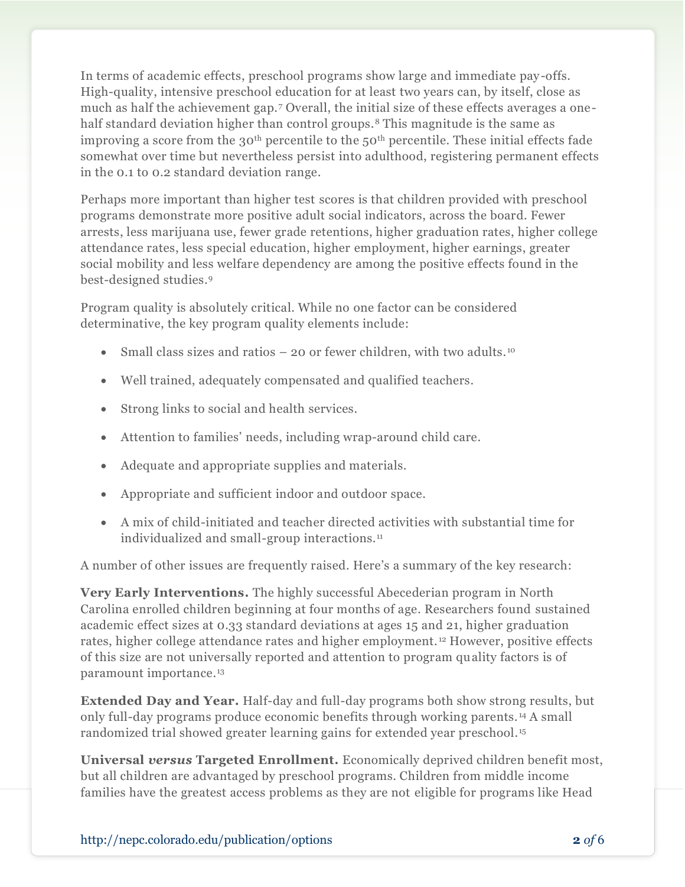In terms of academic effects, preschool programs show large and immediate pay-offs. High-quality, intensive preschool education for at least two years can, by itself, close as much as half the achievement gap.[7] Overall, the initial size of these effects averages a one-half standard deviation higher than control groups.[8] This magnitude is the same as improving a score from the 30th percentile to the 50th percentile. These initial effects fade somewhat over time but nevertheless persist into adulthood, registering permanent effects in the 0.1 to 0.2 standard deviation range.

Perhaps more important than higher test scores is that children provided with preschool programs demonstrate more positive adult social indicators, across the board. Fewer arrests, less marijuana use, fewer grade retentions, higher graduation rates, higher college attendance rates, less special education, higher employment, higher earnings, greater social mobility and less welfare dependency are among the positive effects found in the best-designed studies.[9]

Program quality is absolutely critical. While no one factor can be considered determinative, the key program quality elements include:

- Small class sizes and ratios – 20 or fewer children, with two adults.[10]
- Well trained, adequately compensated and qualified teachers.
- Strong links to social and health services.
- Attention to families' needs, including wrap-around child care.
- Adequate and appropriate supplies and materials.
- Appropriate and sufficient indoor and outdoor space.
- A mix of child-initiated and teacher directed activities with substantial time for individualized and small-group interactions.[11]

A number of other issues are frequently raised. Here's a summary of the key research:

**Very Early Interventions.** The highly successful Abecederian program in North Carolina enrolled children beginning at four months of age. Researchers found sustained academic effect sizes at 0.33 standard deviations at ages 15 and 21, higher graduation rates, higher college attendance rates and higher employment.[12] However, positive effects of this size are not universally reported and attention to program quality factors is of paramount importance.[13]

**Extended Day and Year.** Half-day and full-day programs both show strong results, but only full-day programs produce economic benefits through working parents.[14] A small randomized trial showed greater learning gains for extended year preschool.[15]

**Universal *versus* Targeted Enrollment.** Economically deprived children benefit most, but all children are advantaged by preschool programs. Children from middle income families have the greatest access problems as they are not eligible for programs like Head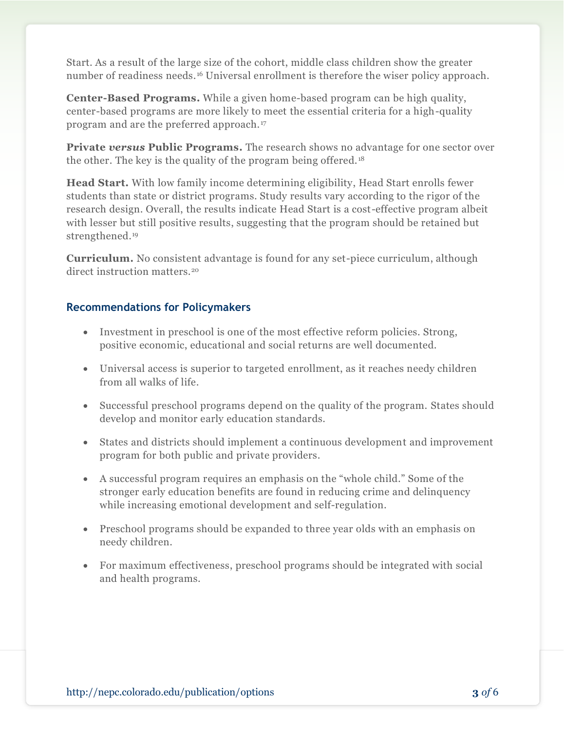Start. As a result of the large size of the cohort, middle class children show the greater number of readiness needs.[16] Universal enrollment is therefore the wiser policy approach.

**Center-Based Programs.** While a given home-based program can be high quality, center-based programs are more likely to meet the essential criteria for a high-quality program and are the preferred approach.[17]

**Private *versus* Public Programs.** The research shows no advantage for one sector over the other. The key is the quality of the program being offered.[18]

**Head Start.** With low family income determining eligibility, Head Start enrolls fewer students than state or district programs. Study results vary according to the rigor of the research design. Overall, the results indicate Head Start is a cost-effective program albeit with lesser but still positive results, suggesting that the program should be retained but strengthened.[19]

**Curriculum.** No consistent advantage is found for any set-piece curriculum, although direct instruction matters.[20]

### Recommendations for Policymakers

- Investment in preschool is one of the most effective reform policies. Strong, positive economic, educational and social returns are well documented.
- Universal access is superior to targeted enrollment, as it reaches needy children from all walks of life.
- Successful preschool programs depend on the quality of the program. States should develop and monitor early education standards.
- States and districts should implement a continuous development and improvement program for both public and private providers.
- A successful program requires an emphasis on the "whole child." Some of the stronger early education benefits are found in reducing crime and delinquency while increasing emotional development and self-regulation.
- Preschool programs should be expanded to three year olds with an emphasis on needy children.
- For maximum effectiveness, preschool programs should be integrated with social and health programs.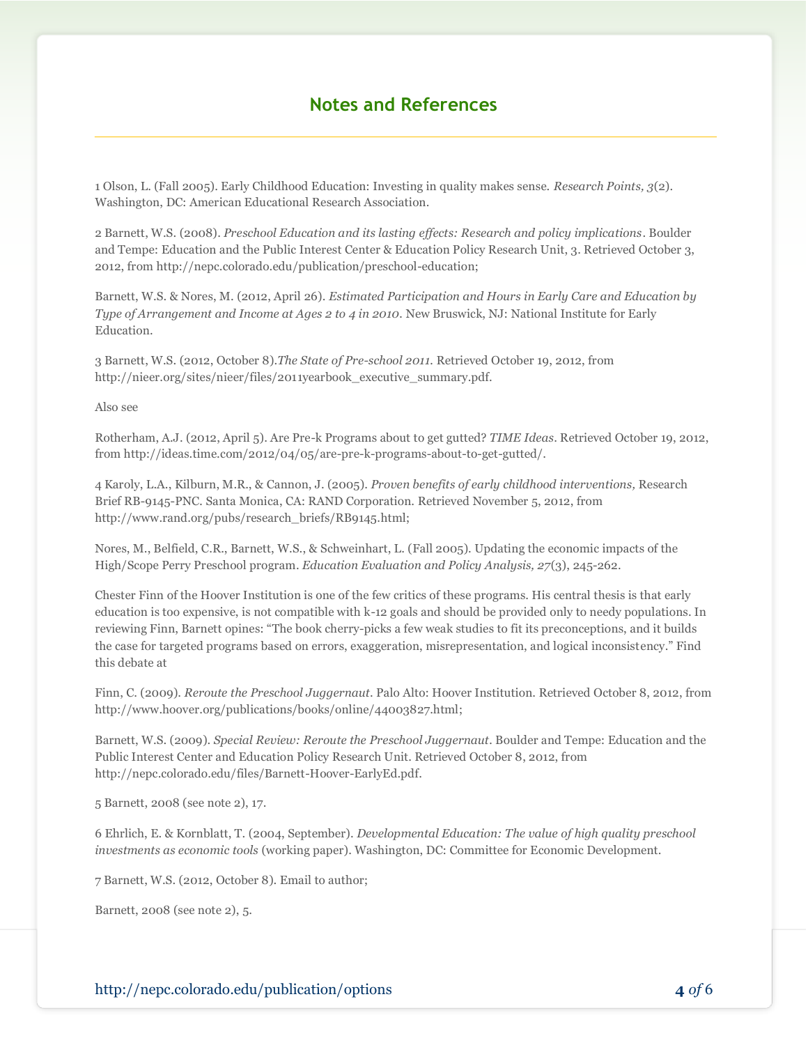## Notes and References

1 Olson, L. (Fall 2005). Early Childhood Education: Investing in quality makes sense. *Research Points, 3*(2). Washington, DC: American Educational Research Association.

2 Barnett, W.S. (2008). *Preschool Education and its lasting effects: Research and policy implications*. Boulder and Tempe: Education and the Public Interest Center & Education Policy Research Unit, 3. Retrieved October 3, 2012, from http://nepc.colorado.edu/publication/preschool-education;

Barnett, W.S. & Nores, M. (2012, April 26). *Estimated Participation and Hours in Early Care and Education by Type of Arrangement and Income at Ages 2 to 4 in 2010*. New Bruswick, NJ: National Institute for Early Education.

3 Barnett, W.S. (2012, October 8).*The State of Pre-school 2011*. Retrieved October 19, 2012, from http://nieer.org/sites/nieer/files/2011yearbook_executive_summary.pdf.

Also see

Rotherham, A.J. (2012, April 5). Are Pre-k Programs about to get gutted? *TIME Ideas*. Retrieved October 19, 2012, from http://ideas.time.com/2012/04/05/are-pre-k-programs-about-to-get-gutted/.

4 Karoly, L.A., Kilburn, M.R., & Cannon, J. (2005). *Proven benefits of early childhood interventions,* Research Brief RB-9145-PNC. Santa Monica, CA: RAND Corporation. Retrieved November 5, 2012, from http://www.rand.org/pubs/research_briefs/RB9145.html;

Nores, M., Belfield, C.R., Barnett, W.S., & Schweinhart, L. (Fall 2005). Updating the economic impacts of the High/Scope Perry Preschool program. *Education Evaluation and Policy Analysis, 27*(3), 245-262.

Chester Finn of the Hoover Institution is one of the few critics of these programs. His central thesis is that early education is too expensive, is not compatible with k-12 goals and should be provided only to needy populations. In reviewing Finn, Barnett opines: "The book cherry-picks a few weak studies to fit its preconceptions, and it builds the case for targeted programs based on errors, exaggeration, misrepresentation, and logical inconsistency." Find this debate at

Finn, C. (2009). *Reroute the Preschool Juggernaut*. Palo Alto: Hoover Institution. Retrieved October 8, 2012, from http://www.hoover.org/publications/books/online/44003827.html;

Barnett, W.S. (2009). *Special Review: Reroute the Preschool Juggernaut*. Boulder and Tempe: Education and the Public Interest Center and Education Policy Research Unit. Retrieved October 8, 2012, from http://nepc.colorado.edu/files/Barnett-Hoover-EarlyEd.pdf.

5 Barnett, 2008 (see note 2), 17.

6 Ehrlich, E. & Kornblatt, T. (2004, September). *Developmental Education: The value of high quality preschool investments as economic tools* (working paper). Washington, DC: Committee for Economic Development.

7 Barnett, W.S. (2012, October 8). Email to author;

Barnett, 2008 (see note 2), 5.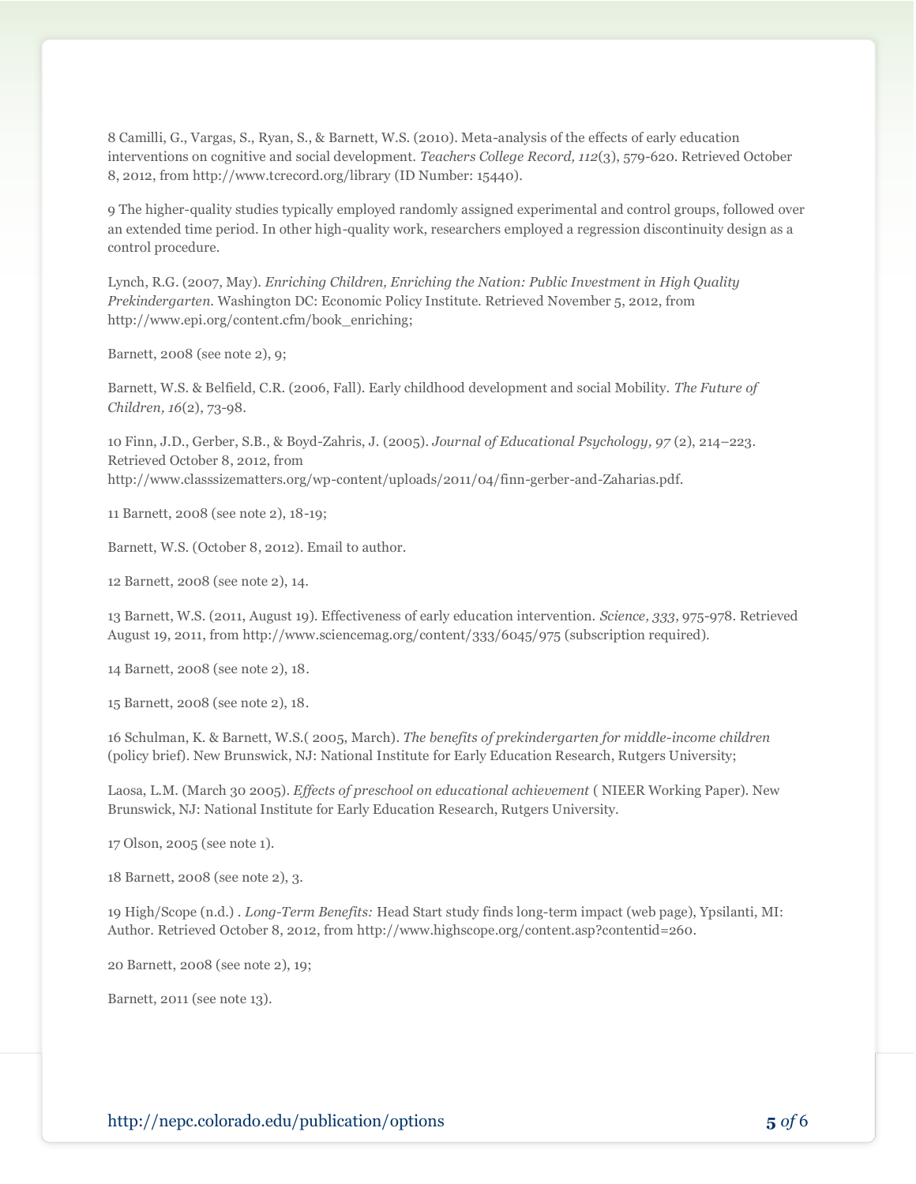8 Camilli, G., Vargas, S., Ryan, S., & Barnett, W.S. (2010). Meta-analysis of the effects of early education interventions on cognitive and social development. *Teachers College Record, 112*(3), 579-620. Retrieved October 8, 2012, from http://www.tcrecord.org/library (ID Number: 15440).

9 The higher-quality studies typically employed randomly assigned experimental and control groups, followed over an extended time period. In other high-quality work, researchers employed a regression discontinuity design as a control procedure.

Lynch, R.G. (2007, May). *Enriching Children, Enriching the Nation: Public Investment in High Quality Prekindergarten*. Washington DC: Economic Policy Institute. Retrieved November 5, 2012, from http://www.epi.org/content.cfm/book_enriching;

Barnett, 2008 (see note 2), 9;

Barnett, W.S. & Belfield, C.R. (2006, Fall). Early childhood development and social Mobility. *The Future of Children, 16*(2), 73-98.

10 Finn, J.D., Gerber, S.B., & Boyd-Zahris, J. (2005). *Journal of Educational Psychology, 97* (2), 214–223. Retrieved October 8, 2012, from http://www.classsizematters.org/wp-content/uploads/2011/04/finn-gerber-and-Zaharias.pdf.

11 Barnett, 2008 (see note 2), 18-19;

Barnett, W.S. (October 8, 2012). Email to author.

12 Barnett, 2008 (see note 2), 14.

13 Barnett, W.S. (2011, August 19). Effectiveness of early education intervention. *Science, 333*, 975-978. Retrieved August 19, 2011, from http://www.sciencemag.org/content/333/6045/975 (subscription required).

14 Barnett, 2008 (see note 2), 18.

15 Barnett, 2008 (see note 2), 18.

16 Schulman, K. & Barnett, W.S.( 2005, March). *The benefits of prekindergarten for middle-income children* (policy brief). New Brunswick, NJ: National Institute for Early Education Research, Rutgers University;

Laosa, L.M. (March 30 2005). *Effects of preschool on educational achievement* ( NIEER Working Paper). New Brunswick, NJ: National Institute for Early Education Research, Rutgers University.

17 Olson, 2005 (see note 1).

18 Barnett, 2008 (see note 2), 3.

19 High/Scope (n.d.) . *Long-Term Benefits:* Head Start study finds long-term impact (web page), Ypsilanti, MI: Author. Retrieved October 8, 2012, from http://www.highscope.org/content.asp?contentid=260.

20 Barnett, 2008 (see note 2), 19;

Barnett, 2011 (see note 13).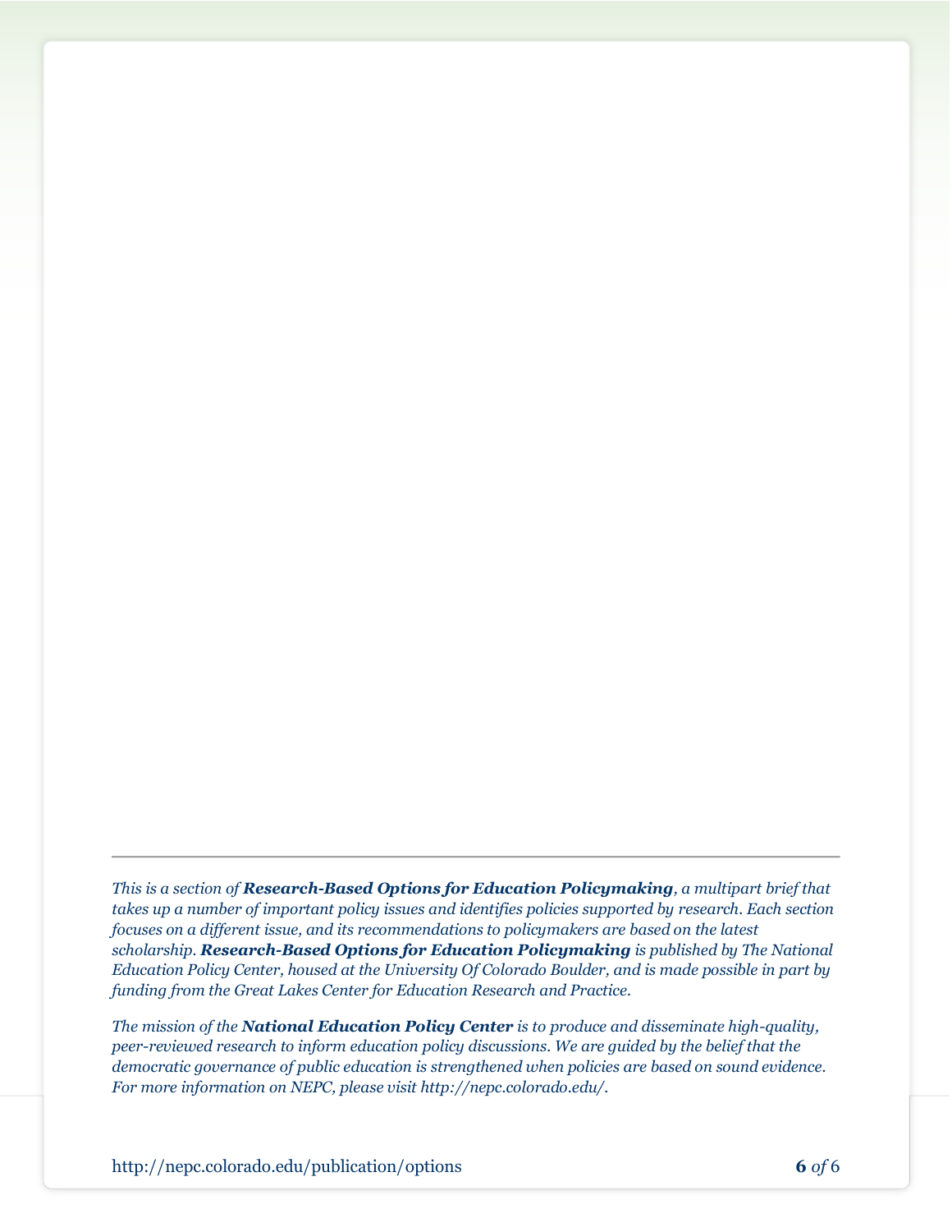*This is a section of **Research-Based Options for Education Policymaking**, a multipart brief that takes up a number of important policy issues and identifies policies supported by research. Each section focuses on a different issue, and its recommendations to policymakers are based on the latest scholarship. **Research-Based Options for Education Policymaking** is published by The National Education Policy Center, housed at the University Of Colorado Boulder, and is made possible in part by funding from the Great Lakes Center for Education Research and Practice.*

*The mission of the **National Education Policy Center** is to produce and disseminate high-quality, peer-reviewed research to inform education policy discussions. We are guided by the belief that the democratic governance of public education is strengthened when policies are based on sound evidence. For more information on NEPC, please visit http://nepc.colorado.edu/.*